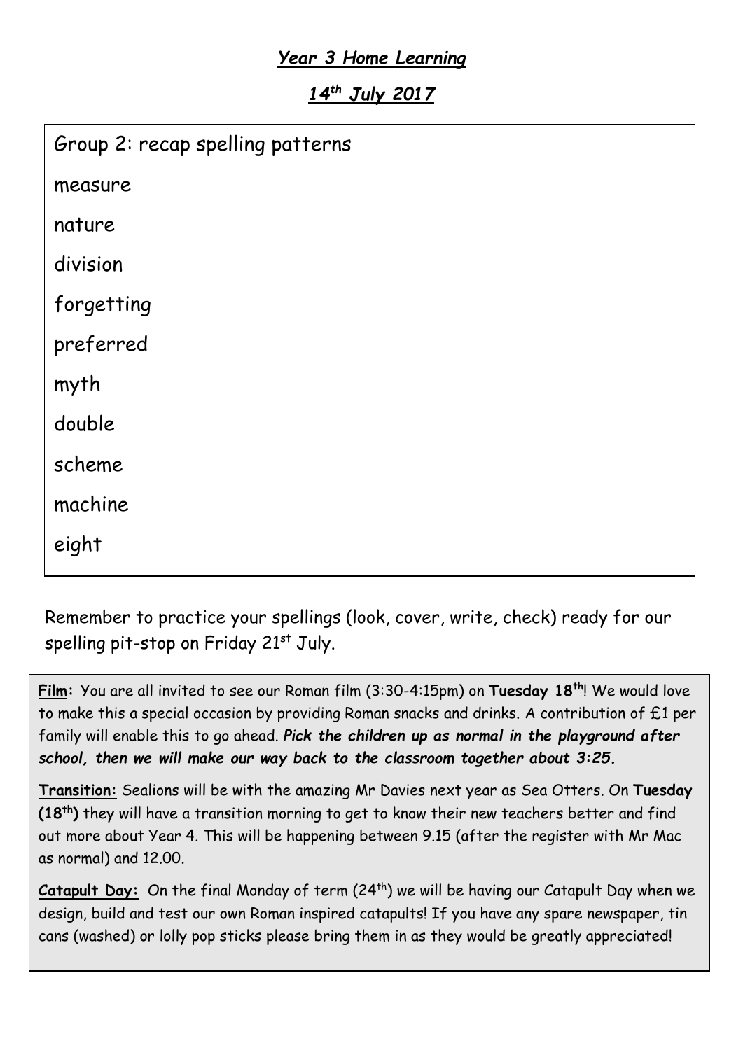# *Year 3 Home Learning*

## *14th July 2017*

Group 2: recap spelling patterns

measure

nature

division

forgetting

preferred

myth

double

scheme

machine

eight

Remember to practice your spellings (look, cover, write, check) ready for our spelling pit-stop on Friday 21st July.

**Film:** You are all invited to see our Roman film (3:30-4:15pm) on **Tuesday 18th**! We would love to make this a special occasion by providing Roman snacks and drinks. A contribution of £1 per family will enable this to go ahead. ***Pick the children up as normal in the playground after school, then we will make our way back to the classroom together about 3:25.***

**Transition:** Sealions will be with the amazing Mr Davies next year as Sea Otters. On **Tuesday (18th)** they will have a transition morning to get to know their new teachers better and find out more about Year 4. This will be happening between 9.15 (after the register with Mr Mac as normal) and 12.00.

**Catapult Day:** On the final Monday of term (24th) we will be having our Catapult Day when we design, build and test our own Roman inspired catapults! If you have any spare newspaper, tin cans (washed) or lolly pop sticks please bring them in as they would be greatly appreciated!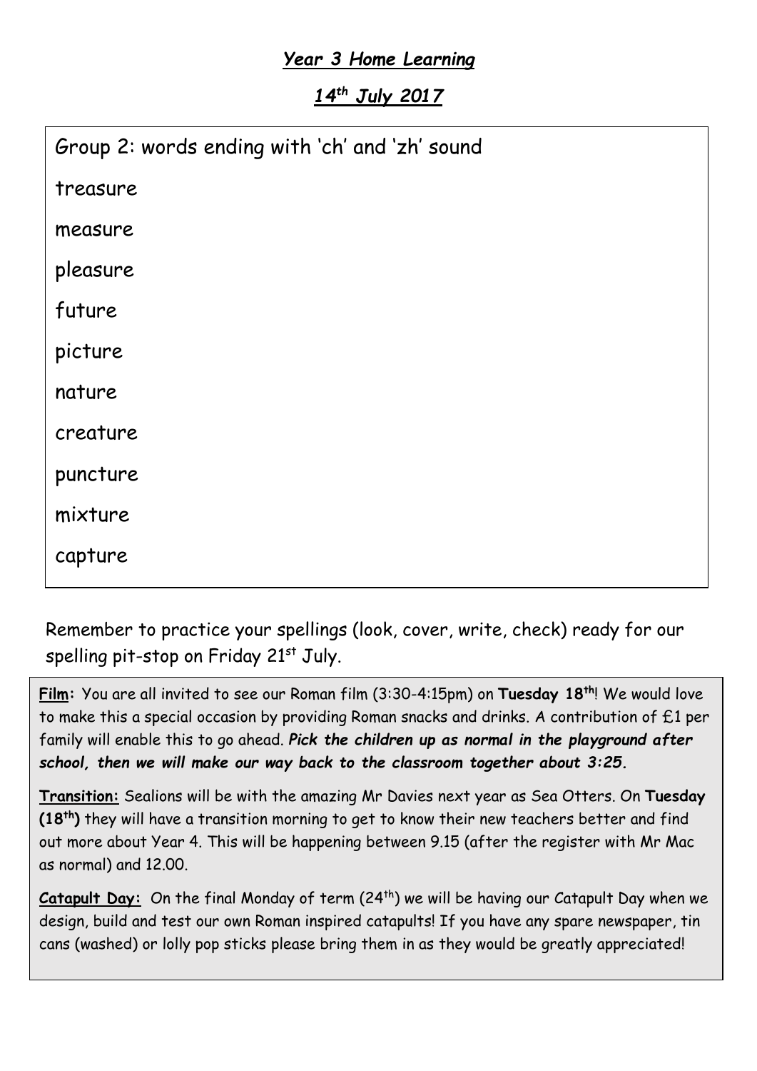## *Year 3 Home Learning*

## *14th July 2017*

Group 2: words ending with 'ch' and 'zh' sound

treasure

measure

pleasure

future

picture

nature

creature

puncture

mixture

capture

Remember to practice your spellings (look, cover, write, check) ready for our spelling pit-stop on Friday 21st July.

**Film:** You are all invited to see our Roman film (3:30-4:15pm) on **Tuesday 18th**! We would love to make this a special occasion by providing Roman snacks and drinks. A contribution of £1 per family will enable this to go ahead. ***Pick the children up as normal in the playground after school, then we will make our way back to the classroom together about 3:25.***

**Transition:** Sealions will be with the amazing Mr Davies next year as Sea Otters. On **Tuesday (18th)** they will have a transition morning to get to know their new teachers better and find out more about Year 4. This will be happening between 9.15 (after the register with Mr Mac as normal) and 12.00.

**Catapult Day:** On the final Monday of term (24th) we will be having our Catapult Day when we design, build and test our own Roman inspired catapults! If you have any spare newspaper, tin cans (washed) or lolly pop sticks please bring them in as they would be greatly appreciated!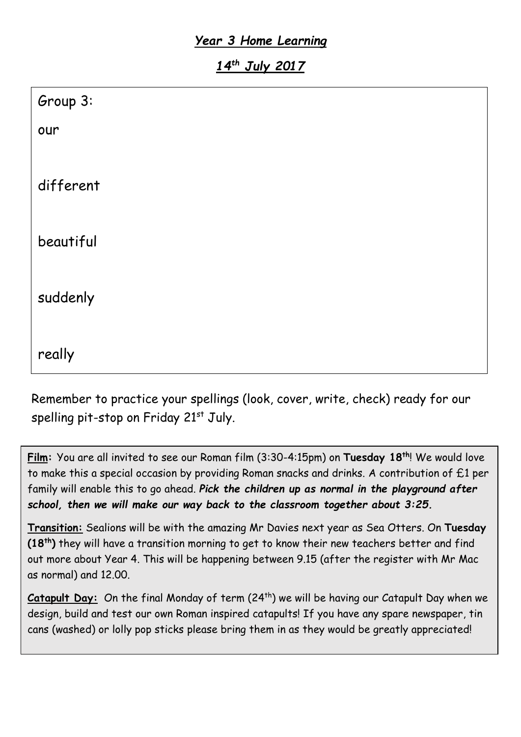***Year 3 Home Learning***

***14th July 2017***

Group 3:

our

different

beautiful

suddenly

really

Remember to practice your spellings (look, cover, write, check) ready for our spelling pit-stop on Friday 21st July.

**Film:** You are all invited to see our Roman film (3:30-4:15pm) on **Tuesday 18th**! We would love to make this a special occasion by providing Roman snacks and drinks. A contribution of £1 per family will enable this to go ahead. ***Pick the children up as normal in the playground after school, then we will make our way back to the classroom together about 3:25.***

**Transition:** Sealions will be with the amazing Mr Davies next year as Sea Otters. On **Tuesday (18th)** they will have a transition morning to get to know their new teachers better and find out more about Year 4. This will be happening between 9.15 (after the register with Mr Mac as normal) and 12.00.

**Catapult Day:** On the final Monday of term (24th) we will be having our Catapult Day when we design, build and test our own Roman inspired catapults! If you have any spare newspaper, tin cans (washed) or lolly pop sticks please bring them in as they would be greatly appreciated!